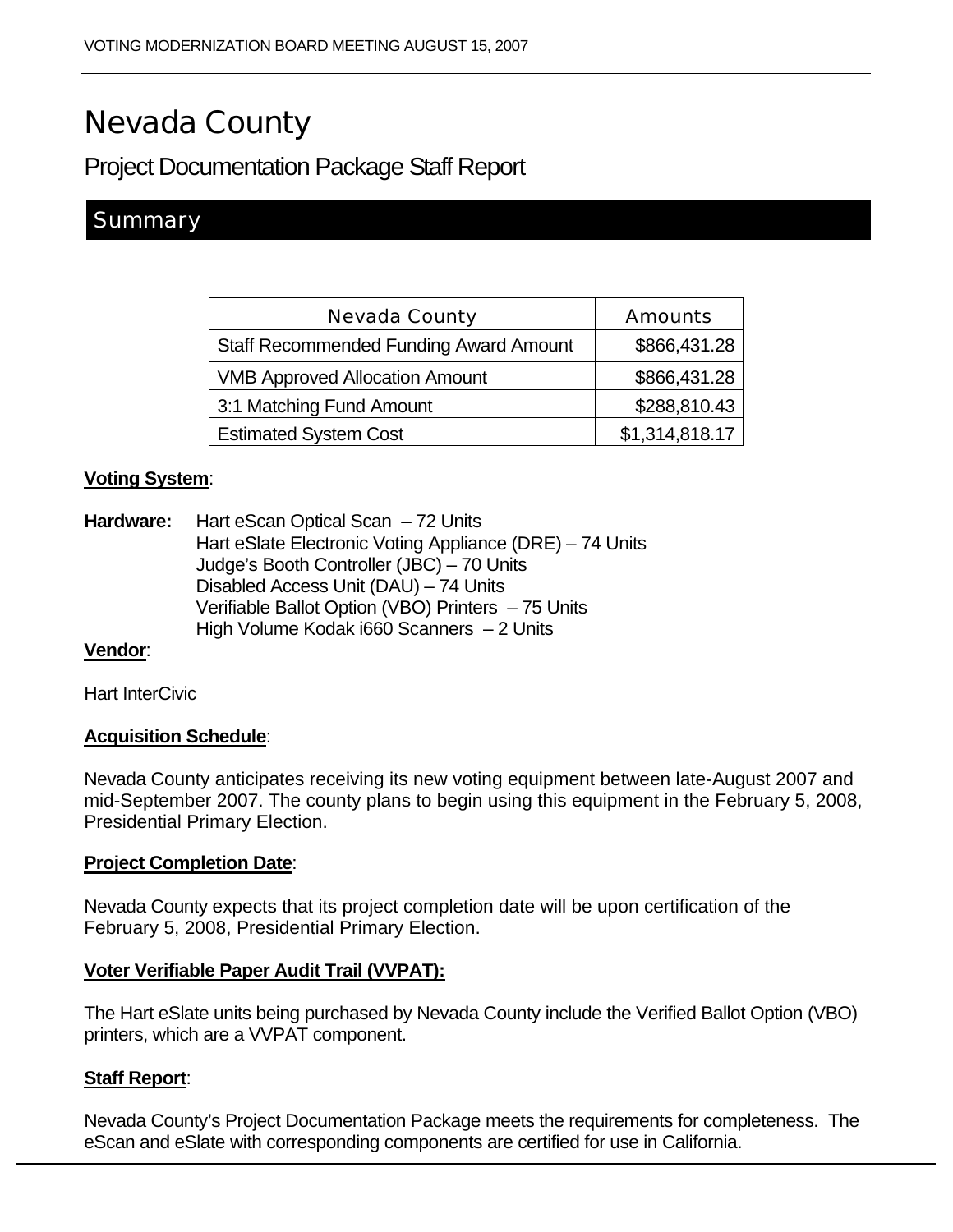# Nevada County

## Project Documentation Package Staff Report

## Summary

| Nevada County | Amounts |
|---|---|
| Staff Recommended Funding Award Amount | $866,431.28 |
| VMB Approved Allocation Amount | $866,431.28 |
| 3:1 Matching Fund Amount | $288,810.43 |
| Estimated System Cost | $1,314,818.17 |

**Voting System**:

**Hardware:** Hart eScan Optical Scan – 72 Units
Hart eSlate Electronic Voting Appliance (DRE) – 74 Units
Judge's Booth Controller (JBC) – 70 Units
Disabled Access Unit (DAU) – 74 Units
Verifiable Ballot Option (VBO) Printers – 75 Units
High Volume Kodak i660 Scanners – 2 Units

**Vendor**:

Hart InterCivic

**Acquisition Schedule**:

Nevada County anticipates receiving its new voting equipment between late-August 2007 and mid-September 2007. The county plans to begin using this equipment in the February 5, 2008, Presidential Primary Election.

**Project Completion Date**:

Nevada County expects that its project completion date will be upon certification of the February 5, 2008, Presidential Primary Election.

**Voter Verifiable Paper Audit Trail (VVPAT):**

The Hart eSlate units being purchased by Nevada County include the Verified Ballot Option (VBO) printers, which are a VVPAT component.

**Staff Report**:

Nevada County's Project Documentation Package meets the requirements for completeness. The eScan and eSlate with corresponding components are certified for use in California.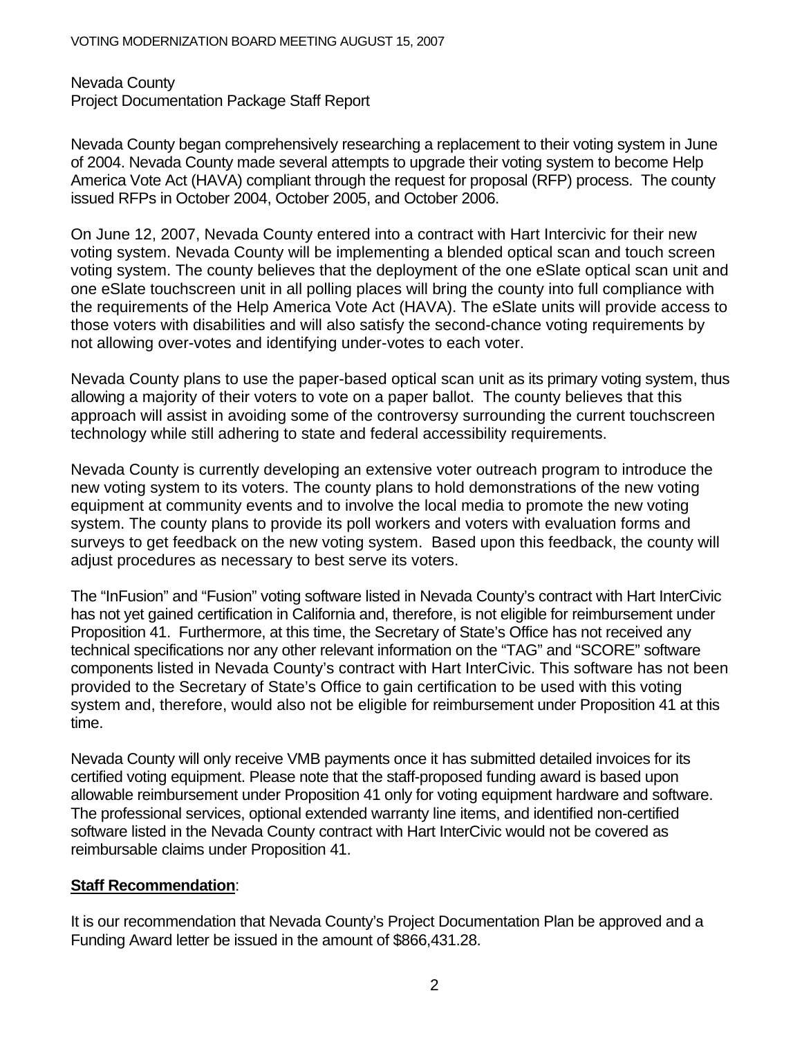Nevada County
Project Documentation Package Staff Report

Nevada County began comprehensively researching a replacement to their voting system in June of 2004. Nevada County made several attempts to upgrade their voting system to become Help America Vote Act (HAVA) compliant through the request for proposal (RFP) process. The county issued RFPs in October 2004, October 2005, and October 2006.

On June 12, 2007, Nevada County entered into a contract with Hart Intercivic for their new voting system. Nevada County will be implementing a blended optical scan and touch screen voting system. The county believes that the deployment of the one eSlate optical scan unit and one eSlate touchscreen unit in all polling places will bring the county into full compliance with the requirements of the Help America Vote Act (HAVA). The eSlate units will provide access to those voters with disabilities and will also satisfy the second-chance voting requirements by not allowing over-votes and identifying under-votes to each voter.

Nevada County plans to use the paper-based optical scan unit as its primary voting system, thus allowing a majority of their voters to vote on a paper ballot. The county believes that this approach will assist in avoiding some of the controversy surrounding the current touchscreen technology while still adhering to state and federal accessibility requirements.

Nevada County is currently developing an extensive voter outreach program to introduce the new voting system to its voters. The county plans to hold demonstrations of the new voting equipment at community events and to involve the local media to promote the new voting system. The county plans to provide its poll workers and voters with evaluation forms and surveys to get feedback on the new voting system. Based upon this feedback, the county will adjust procedures as necessary to best serve its voters.

The "InFusion" and "Fusion" voting software listed in Nevada County's contract with Hart InterCivic has not yet gained certification in California and, therefore, is not eligible for reimbursement under Proposition 41. Furthermore, at this time, the Secretary of State's Office has not received any technical specifications nor any other relevant information on the "TAG" and "SCORE" software components listed in Nevada County's contract with Hart InterCivic. This software has not been provided to the Secretary of State's Office to gain certification to be used with this voting system and, therefore, would also not be eligible for reimbursement under Proposition 41 at this time.

Nevada County will only receive VMB payments once it has submitted detailed invoices for its certified voting equipment. Please note that the staff-proposed funding award is based upon allowable reimbursement under Proposition 41 only for voting equipment hardware and software. The professional services, optional extended warranty line items, and identified non-certified software listed in the Nevada County contract with Hart InterCivic would not be covered as reimbursable claims under Proposition 41.

**Staff Recommendation**:

It is our recommendation that Nevada County's Project Documentation Plan be approved and a Funding Award letter be issued in the amount of $866,431.28.